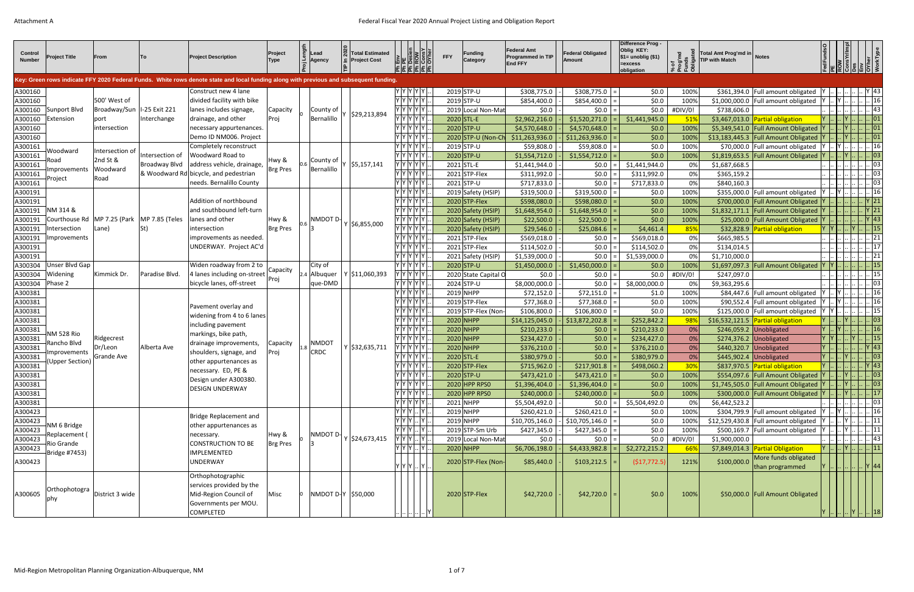**Key: Green rows indicate FFY 2020 Federal Funds. White rows denote state and local funding along with previous and subsequent funding.**

| Control Number | Project Title | From | To | Project Description | Project Type | Proj Length | Lead Agency | TIP In 2020 | Total Estimated Project Cost | Ph Env | Ph PE | Ph Design | Ph ROW | Ph ConsY | Ph OYher | FFY | Funding Category | Federal Amt Programmed in TIP End FFY | Federal Obligated Amount | Difference Prog - Oblig KEY: $1= unoblig ($1) =excess obligation | % of Prog'md Funds Obligated | Total Amt Prog'md in TIP with Match | Notes | FedFundsO | PE | ROW | ConsYrImpl | Des | Env | OYher | WorkType |
|---|---|---|---|---|---|---|---|---|---|---|---|---|---|---|---|---|---|---|---|---|---|---|---|---|---|---|---|---|---|---|---|
| A300160 | Sunport Blvd Extension | 500' West of Broadway/Sunport intersection | I-25 Exit 221 Interchange | Construct new 4 lane divided facility with bike lanes includes signage, drainage, and other necessary appurtenances. Demo ID NM006. Project | Capacity Proj | 0 | County of Bernalillo | Y | $29,213,894 | Y | Y | Y | Y | Y | .. | 2019 | STP-U | $308,775.0 | $308,775.0 | $0.0 | 100% | $361,394.0 | Full amount obligated | Y | .. | .. | .. | .. | .. | Y | 43 |
| A300160 | | | | | | | | | | Y | Y | Y | Y | Y | .. | 2019 | STP-U | $854,400.0 | $854,400.0 | $0.0 | 100% | $1,000,000.0 | Full amount obligated | Y | .. | Y | .. | .. | .. | .. | 16 |
| A300160 | | | | | | | | | | Y | Y | Y | Y | Y | .. | 2019 | Local Non-Mat | $0.0 | $0.0 | $0.0 | #DIV/0! | $738,606.0 | | .. | .. | .. | .. | .. | .. | .. | 43 |
| A300160 | | | | | | | | | | Y | Y | Y | Y | Y | .. | 2020 | STL-E | $2,962,216.0 | $1,520,271.0 | $1,441,945.0 | 51% | $3,467,013.0 | Partial obligation | Y | .. | .. | Y | .. | .. | .. | 01 |
| A300160 | | | | | | | | | | Y | Y | Y | Y | Y | .. | 2020 | STP-U | $4,570,648.0 | $4,570,648.0 | $0.0 | 100% | $5,349,541.0 | Full Amount Obligated | Y | .. | .. | Y | .. | .. | .. | 01 |
| A300160 | | | | | | | | | | Y | Y | Y | Y | Y | .. | 2020 | STP-U (Non-Ch | $11,263,936.0 | $11,263,936.0 | $0.0 | 100% | $13,183,445.3 | Full Amount Obligated | Y | .. | .. | Y | .. | .. | .. | 01 |
| A300161 | Woodward Road Improvements Project | Intersection of 2nd St & Woodward Road | Intersection of Broadway Blvd & Woodward Rd | Completely reconstruct Woodward Road to address vehicle, drainage, bicycle, and pedestrian needs. Bernalillo County | Hwy & Brg Pres | 0.6 | County of Bernalillo | Y | $5,157,141 | Y | Y | Y | Y | Y | .. | 2019 | STP-U | $59,808.0 | $59,808.0 | $0.0 | 100% | $70,000.0 | Full amount obligated | Y | .. | Y | .. | .. | .. | .. | 16 |
| A300161 | | | | | | | | | | Y | Y | Y | Y | Y | .. | 2020 | STP-U | $1,554,712.0 | $1,554,712.0 | $0.0 | 100% | $1,819,653.5 | Full Amount Obligated | Y | .. | .. | Y | .. | .. | .. | 03 |
| A300161 | | | | | | | | | | Y | Y | Y | Y | Y | .. | 2021 | STL-E | $1,441,944.0 | $0.0 | $1,441,944.0 | 0% | $1,687,668.5 | | .. | .. | .. | .. | .. | .. | .. | 03 |
| A300161 | | | | | | | | | | Y | Y | Y | Y | Y | .. | 2021 | STP-Flex | $311,992.0 | $0.0 | $311,992.0 | 0% | $365,159.2 | | .. | .. | .. | .. | .. | .. | .. | 03 |
| A300161 | | | | | | | | | | Y | Y | Y | Y | Y | .. | 2021 | STP-U | $717,833.0 | $0.0 | $717,833.0 | 0% | $840,160.3 | | .. | .. | .. | .. | .. | .. | .. | 03 |
| A300191 | NM 314 & Courthouse Rd Intersection Improvements | MP 7.25 (Park Lane) | MP 7.85 (Teles St) | Addition of northbound and southbound left-turn lanes and other intersection improvements as needed. UNDERWAY. Project AC'd | Hwy & Brg Pres | 0.6 | NMDOT D-3 | Y | $6,855,000 | Y | Y | Y | Y | Y | .. | 2019 | Safety (HSIP) | $319,500.0 | $319,500.0 | $0.0 | 100% | $355,000.0 | Full amount obligated | Y | .. | Y | .. | .. | .. | .. | 16 |
| A300191 | | | | | | | | | | Y | Y | Y | Y | Y | .. | 2020 | STP-Flex | $598,080.0 | $598,080.0 | $0.0 | 100% | $700,000.0 | Full Amount Obligated | Y | .. | .. | .. | .. | .. | Y | 21 |
| A300191 | | | | | | | | | | Y | Y | Y | Y | Y | .. | 2020 | Safety (HSIP) | $1,648,954.0 | $1,648,954.0 | $0.0 | 100% | $1,832,171.1 | Full Amount Obligated | Y | .. | .. | .. | .. | .. | Y | 21 |
| A300191 | | | | | | | | | | Y | Y | Y | Y | Y | .. | 2020 | Safety (HSIP) | $22,500.0 | $22,500.0 | $0.0 | 100% | $25,000.0 | Full Amount Obligated | Y | .. | .. | .. | .. | .. | Y | 43 |
| A300191 | | | | | | | | | | Y | Y | Y | Y | Y | .. | 2020 | Safety (HSIP) | $29,546.0 | $25,084.6 | $4,461.4 | 85% | $32,828.9 | Partial obligation | Y | Y | .. | .. | Y | .. | .. | 15 |
| A300191 | | | | | | | | | | Y | Y | Y | Y | Y | .. | 2021 | STP-Flex | $569,018.0 | $0.0 | $569,018.0 | 0% | $665,985.5 | | .. | .. | .. | .. | .. | .. | .. | 21 |
| A300191 | | | | | | | | | | Y | Y | Y | Y | Y | .. | 2021 | STP-Flex | $114,502.0 | $0.0 | $114,502.0 | 0% | $134,014.5 | | .. | .. | .. | .. | .. | .. | .. | 17 |
| A300191 | | | | | | | | | | Y | Y | Y | Y | Y | .. | 2021 | Safety (HSIP) | $1,539,000.0 | $0.0 | $1,539,000.0 | 0% | $1,710,000.0 | | .. | .. | .. | .. | .. | .. | .. | 21 |
| A300304 | Unser Blvd Gap Widening Phase 2 | Kimmick Dr. | Paradise Blvd. | Widen roadway from 2 to 4 lanes including on-street bicycle lanes, off-street | Capacity Proj | 2.4 | City of Albuquerque-DMD | Y | $11,060,393 | Y | Y | Y | Y | Y | .. | 2020 | STP-U | $1,450,000.0 | $1,450,000.0 | $0.0 | 100% | $1,697,097.3 | Full Amount Obligated | Y | Y | .. | .. | .. | .. | .. | 15 |
| A300304 | | | | | | | | | | Y | Y | Y | Y | Y | .. | 2020 | State Capital O | $0.0 | $0.0 | $0.0 | #DIV/0! | $247,097.0 | | .. | .. | .. | .. | .. | .. | .. | 15 |
| A300304 | | | | | | | | | | Y | Y | Y | Y | Y | .. | 2024 | STP-U | $8,000,000.0 | $0.0 | $8,000,000.0 | 0% | $9,363,295.6 | | .. | .. | .. | .. | .. | .. | .. | 03 |
| A300381 | NM 528 Rio Rancho Blvd Improvements (Upper Section) | Ridgecrest Dr/Leon Grande Ave | Alberta Ave | Pavement overlay and widening from 4 to 6 lanes including pavement markings, bike path, drainage improvements, shoulders, signage, and other appurtenances as necessary. ED, PE & Design under A300380. DESIGN UNDERWAY | Capacity Proj | 1.8 | NMDOT CRDC | Y | $32,635,711 | Y | Y | Y | Y | Y | .. | 2019 | NHPP | $72,152.0 | $72,151.0 | $1.0 | 100% | $84,447.6 | Full amount obligated | Y | .. | Y | .. | .. | .. | .. | 16 |
| A300381 | | | | | | | | | | Y | Y | Y | Y | Y | .. | 2019 | STP-Flex | $77,368.0 | $77,368.0 | $0.0 | 100% | $90,552.4 | Full amount obligated | Y | .. | Y | .. | .. | .. | .. | 16 |
| A300381 | | | | | | | | | | Y | Y | Y | Y | Y | .. | 2019 | STP-Flex (Non- | $106,800.0 | $106,800.0 | $0.0 | 100% | $125,000.0 | Full amount obligated | Y | Y | .. | .. | .. | .. | .. | 15 |
| A300381 | | | | | | | | | | Y | Y | Y | Y | Y | .. | 2020 | NHPP | $14,125,045.0 | $13,872,202.8 | $252,842.2 | 98% | $16,532,121.5 | Partial obligation | Y | .. | .. | Y | .. | .. | .. | 03 |
| A300381 | | | | | | | | | | Y | Y | Y | Y | Y | .. | 2020 | NHPP | $210,233.0 | $0.0 | $210,233.0 | 0% | $246,059.2 | Unobligated | Y | .. | Y | .. | .. | .. | .. | 16 |
| A300381 | | | | | | | | | | Y | Y | Y | Y | Y | .. | 2020 | NHPP | $234,427.0 | $0.0 | $234,427.0 | 0% | $274,376.2 | Unobligated | Y | Y | .. | .. | Y | .. | .. | 15 |
| A300381 | | | | | | | | | | Y | Y | Y | Y | Y | .. | 2020 | NHPP | $376,210.0 | $0.0 | $376,210.0 | 0% | $440,320.7 | Unobligated | Y | .. | .. | .. | .. | .. | Y | 43 |
| A300381 | | | | | | | | | | Y | Y | Y | Y | Y | .. | 2020 | STL-E | $380,979.0 | $0.0 | $380,979.0 | 0% | $445,902.4 | Unobligated | Y | .. | .. | Y | .. | .. | .. | 03 |
| A300381 | | | | | | | | | | Y | Y | Y | Y | Y | .. | 2020 | STP-Flex | $715,962.0 | $217,901.8 | $498,060.2 | 30% | $837,970.5 | Partial obligation | Y | .. | .. | .. | .. | .. | Y | 43 |
| A300381 | | | | | | | | | | Y | Y | Y | Y | Y | .. | 2020 | STP-U | $473,421.0 | $473,421.0 | $0.0 | 100% | $554,076.6 | Full Amount Obligated | Y | .. | .. | Y | .. | .. | .. | 03 |
| A300381 | | | | | | | | | | Y | Y | Y | Y | Y | .. | 2020 | HPP RPS0 | $1,396,404.0 | $1,396,404.0 | $0.0 | 100% | $1,745,505.0 | Full Amount Obligated | Y | .. | .. | Y | .. | .. | .. | 03 |
| A300381 | | | | | | | | | | Y | Y | Y | Y | Y | .. | 2020 | HPP RPS0 | $240,000.0 | $240,000.0 | $0.0 | 100% | $300,000.0 | Full Amount Obligated | Y | .. | .. | Y | .. | .. | .. | 17 |
| A300381 | | | | | | | | | | Y | Y | Y | Y | Y | .. | 2021 | NHPP | $5,504,492.0 | $0.0 | $5,504,492.0 | 0% | $6,442,523.2 | | .. | .. | .. | .. | .. | .. | .. | 03 |
| A300423 | NM 6 Bridge Replacement ( Rio Grande Bridge #7453) | | | Bridge Replacement and other appurtenances as necessary. CONSTRUCTION TO BE IMPLEMENTED UNDERWAY | Hwy & Brg Pres | 0 | NMDOT D-3 | Y | $24,673,415 | Y | Y | Y | .. | Y | .. | 2019 | NHPP | $260,421.0 | $260,421.0 | $0.0 | 100% | $304,799.9 | Full amount obligated | Y | .. | Y | .. | .. | .. | .. | 16 |
| A300423 | | | | | | | | | | Y | Y | Y | .. | Y | .. | 2019 | NHPP | $10,705,146.0 | $10,705,146.0 | $0.0 | 100% | $12,529,430.8 | Full amount obligated | Y | .. | .. | Y | .. | .. | .. | 11 |
| A300423 | | | | | | | | | | Y | Y | Y | .. | Y | .. | 2019 | STP-Sm Urb | $427,345.0 | $427,345.0 | $0.0 | 100% | $500,169.7 | Full amount obligated | Y | .. | .. | Y | .. | .. | .. | 11 |
| A300423 | | | | | | | | | | Y | Y | Y | .. | Y | .. | 2019 | Local Non-Mat | $0.0 | $0.0 | $0.0 | #DIV/0! | $1,900,000.0 | | .. | .. | .. | .. | .. | .. | .. | 43 |
| A300423 | | | | | | | | | | Y | Y | Y | .. | Y | .. | 2020 | NHPP | $6,706,198.0 | $4,433,982.8 | $2,272,215.2 | 66% | $7,849,014.3 | Partial Obligation | Y | .. | .. | Y | .. | .. | .. | 11 |
| A300423 | | | | | | | | | | Y | Y | Y | .. | Y | .. | 2020 | STP-Flex (Non- | $85,440.0 | $103,212.5 | ($17,772.5) | 121% | $100,000.0 | More funds obligated than programmed | Y | .. | .. | .. | .. | .. | Y | 44 |
| A300605 | Orthophotography | District 3 wide | | Orthophotographic services provided by the Mid-Region Council of Governments per MOU. COMPLETED | Misc | 0 | NMDOT D-3 | Y | $50,000 | .. | .. | .. | .. | .. | Y | 2020 | STP-Flex | $42,720.0 | $42,720.0 | $0.0 | 100% | $50,000.0 | Full Amount Obligated | Y | .. | .. | .. | Y | .. | .. | 18 |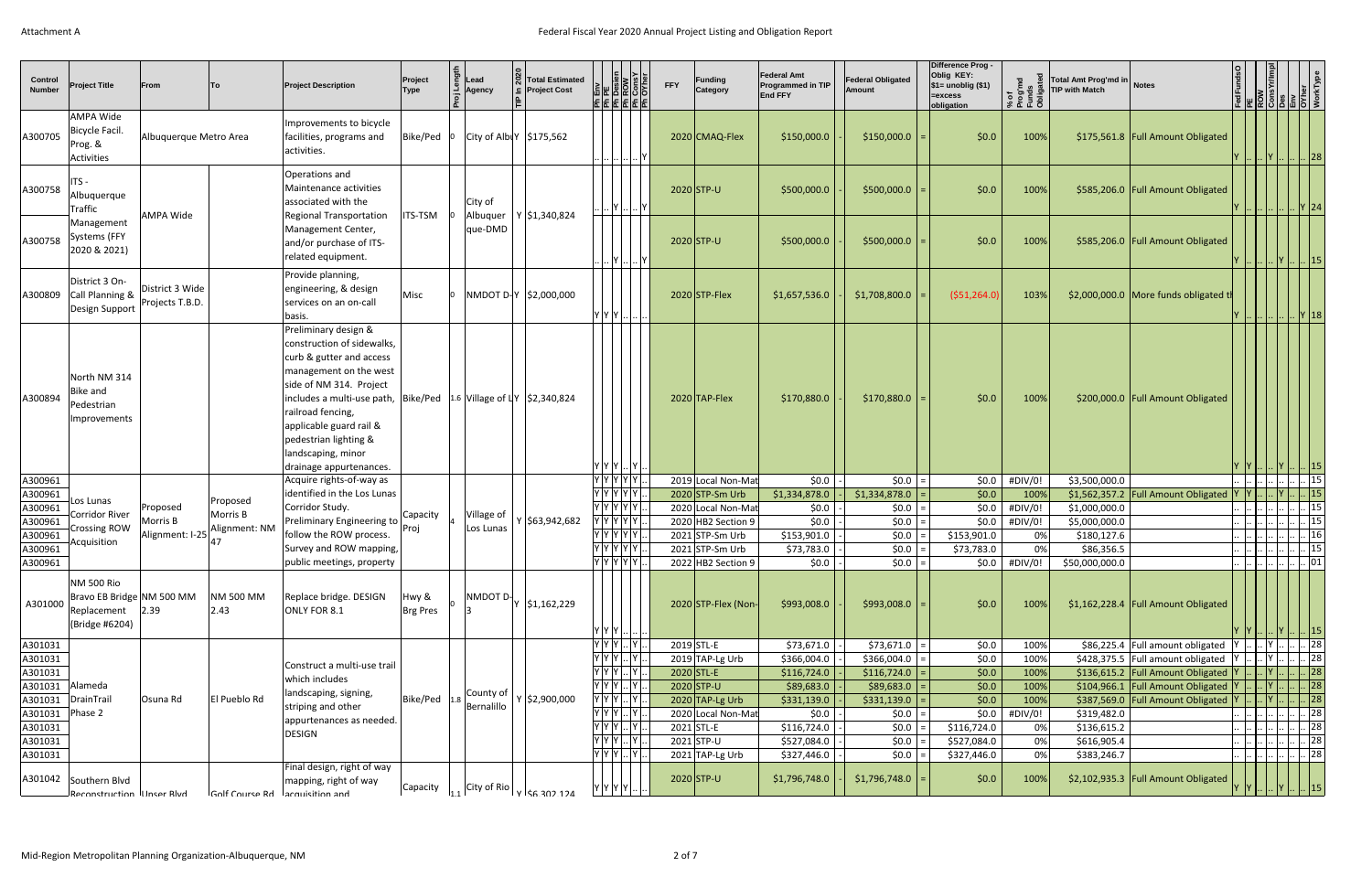Attachment A

# Federal Fiscal Year 2020 Annual Project Listing and Obligation Report

| Control Number | Project Title | From | To | Project Description | Project Type | Proj Length | Lead Agency | TIP In 2020 | Total Estimated Project Cost | Ph Env | Ph PE | Ph Design | Ph ROW | Ph ConsY | Ph OYther | FFY | Funding Category | Federal Amt Programmed in TIP End FFY | | Federal Obligated Amount | | Difference Prog - Oblig KEY: $1= unoblig ($1) =excess obligation | % of Prog'md Funds Obligated | Total Amt Prog'md in TIP with Match | Notes | FedFundsO | PE | ROW | ConsYrImpl | Des | Env | OYther | WorkType |
|---|---|---|---|---|---|---|---|---|---|---|---|---|---|---|---|---|---|---|---|---|---|---|---|---|---|---|---|---|---|---|---|---|---|
| A300705 | AMPA Wide Bicycle Facil. Prog. & Activities | Albuquerque Metro Area | | Improvements to bicycle facilities, programs and activities. | Bike/Ped | 0 | City of Albu | Y | $175,562 | .. | .. | .. | .. | .. | Y | 2020 | CMAQ-Flex | $150,000.0 | - | $150,000.0 | = | $0.0 | 100% | $175,561.8 | Full Amount Obligated | Y | .. | .. | Y | .. | .. | .. | 28 |
| A300758 | ITS - Albuquerque Traffic Management Systems (FFY 2020 & 2021) | AMPA Wide | | Operations and Maintenance activities associated with the Regional Transportation Management Center, and/or purchase of ITS-related equipment. | ITS-TSM | 0 | City of Albuquerque-DMD | Y | $1,340,824 | .. | .. | Y | .. | .. | Y | 2020 | STP-U | $500,000.0 | - | $500,000.0 | = | $0.0 | 100% | $585,206.0 | Full Amount Obligated | Y | .. | .. | .. | .. | .. | Y | 24 |
| A300758 | | | | | | | | | | .. | .. | Y | .. | .. | Y | 2020 | STP-U | $500,000.0 | - | $500,000.0 | = | $0.0 | 100% | $585,206.0 | Full Amount Obligated | Y | .. | .. | .. | Y | .. | .. | 15 |
| A300809 | District 3 On-Call Planning & Design Support | District 3 Wide Projects T.B.D. | | Provide planning, engineering, & design services on an on-call basis. | Misc | 0 | NMDOT D- | Y | $2,000,000 | Y | Y | Y | .. | .. | .. | 2020 | STP-Flex | $1,657,536.0 | - | $1,708,800.0 | = | ($51,264.0) | 103% | $2,000,000.0 | More funds obligated th | Y | .. | .. | .. | .. | .. | Y | 18 |
| A300894 | North NM 314 Bike and Pedestrian Improvements | | | Preliminary design & construction of sidewalks, curb & gutter and access management on the west side of NM 314. Project includes a multi-use path, railroad fencing, applicable guard rail & pedestrian lighting & landscaping, minor drainage appurtenances. | Bike/Ped | 1.6 | Village of L | Y | $2,340,824 | Y | Y | Y | .. | Y | .. | 2020 | TAP-Flex | $170,880.0 | - | $170,880.0 | = | $0.0 | 100% | $200,000.0 | Full Amount Obligated | Y | Y | .. | .. | Y | .. | .. | 15 |
| A300961 | Los Lunas Corridor River Crossing ROW Acquisition | Proposed Morris B Alignment: I-25 | Proposed Morris B Alignment: NM 47 | Acquire rights-of-way as identified in the Los Lunas Corridor Study. Preliminary Engineering to follow the ROW process. Survey and ROW mapping, public meetings, property | Capacity Proj | 4 | Village of Los Lunas | Y | $63,942,682 | Y | Y | Y | Y | Y | .. | 2019 | Local Non-Mat | $0.0 | - | $0.0 | = | $0.0 | #DIV/0! | $3,500,000.0 | | .. | .. | .. | .. | .. | .. | .. | 15 |
| A300961 | | | | | | | | | | Y | Y | Y | Y | Y | .. | 2020 | STP-Sm Urb | $1,334,878.0 | - | $1,334,878.0 | = | $0.0 | 100% | $1,562,357.2 | Full Amount Obligated | Y | Y | .. | .. | Y | .. | .. | 15 |
| A300961 | | | | | | | | | | Y | Y | Y | Y | Y | .. | 2020 | Local Non-Mat | $0.0 | - | $0.0 | = | $0.0 | #DIV/0! | $1,000,000.0 | | .. | .. | .. | .. | .. | .. | .. | 15 |
| A300961 | | | | | | | | | | Y | Y | Y | Y | Y | .. | 2020 | HB2 Section 9 | $0.0 | - | $0.0 | = | $0.0 | #DIV/0! | $5,000,000.0 | | .. | .. | .. | .. | .. | .. | .. | 15 |
| A300961 | | | | | | | | | | Y | Y | Y | Y | Y | .. | 2021 | STP-Sm Urb | $153,901.0 | - | $0.0 | = | $153,901.0 | 0% | $180,127.6 | | .. | .. | .. | .. | .. | .. | .. | 16 |
| A300961 | | | | | | | | | | Y | Y | Y | Y | Y | .. | 2021 | STP-Sm Urb | $73,783.0 | - | $0.0 | = | $73,783.0 | 0% | $86,356.5 | | .. | .. | .. | .. | .. | .. | .. | 15 |
| A300961 | | | | | | | | | | Y | Y | Y | Y | Y | .. | 2022 | HB2 Section 9 | $0.0 | - | $0.0 | = | $0.0 | #DIV/0! | $50,000,000.0 | | .. | .. | .. | .. | .. | .. | .. | 01 |
| A301000 | NM 500 Rio Bravo EB Bridge Replacement (Bridge #6204) | NM 500 MM 2.39 | NM 500 MM 2.43 | Replace bridge. DESIGN ONLY FOR 8.1 | Hwy & Brg Pres | 0 | NMDOT D-3 | Y | $1,162,229 | Y | Y | Y | .. | .. | .. | 2020 | STP-Flex (Non- | $993,008.0 | - | $993,008.0 | = | $0.0 | 100% | $1,162,228.4 | Full Amount Obligated | Y | Y | .. | .. | Y | .. | .. | 15 |
| A301031 | Alameda DrainTrail Phase 2 | Osuna Rd | El Pueblo Rd | Construct a multi-use trail which includes landscaping, signing, striping and other appurtenances as needed. DESIGN | Bike/Ped | 1.8 | County of Bernalillo | Y | $2,900,000 | Y | Y | Y | .. | Y | .. | 2019 | STL-E | $73,671.0 | - | $73,671.0 | = | $0.0 | 100% | $86,225.4 | Full amount obligated | Y | .. | .. | Y | .. | .. | .. | 28 |
| A301031 | | | | | | | | | | Y | Y | Y | .. | Y | .. | 2019 | TAP-Lg Urb | $366,004.0 | - | $366,004.0 | = | $0.0 | 100% | $428,375.5 | Full amount obligated | Y | .. | .. | Y | .. | .. | .. | 28 |
| A301031 | | | | | | | | | | Y | Y | Y | .. | Y | .. | 2020 | STL-E | $116,724.0 | - | $116,724.0 | = | $0.0 | 100% | $136,615.2 | Full Amount Obligated | Y | .. | .. | Y | .. | .. | .. | 28 |
| A301031 | | | | | | | | | | Y | Y | Y | .. | Y | .. | 2020 | STP-U | $89,683.0 | - | $89,683.0 | = | $0.0 | 100% | $104,966.1 | Full Amount Obligated | Y | .. | .. | Y | .. | .. | .. | 28 |
| A301031 | | | | | | | | | | Y | Y | Y | .. | Y | .. | 2020 | TAP-Lg Urb | $331,139.0 | - | $331,139.0 | = | $0.0 | 100% | $387,569.0 | Full Amount Obligated | Y | .. | .. | Y | .. | .. | .. | 28 |
| A301031 | | | | | | | | | | Y | Y | Y | .. | Y | .. | 2020 | Local Non-Mat | $0.0 | - | $0.0 | = | $0.0 | #DIV/0! | $319,482.0 | | .. | .. | .. | .. | .. | .. | .. | 28 |
| A301031 | | | | | | | | | | Y | Y | Y | .. | Y | .. | 2021 | STL-E | $116,724.0 | - | $0.0 | = | $116,724.0 | 0% | $136,615.2 | | .. | .. | .. | .. | .. | .. | .. | 28 |
| A301031 | | | | | | | | | | Y | Y | Y | .. | Y | .. | 2021 | STP-U | $527,084.0 | - | $0.0 | = | $527,084.0 | 0% | $616,905.4 | | .. | .. | .. | .. | .. | .. | .. | 28 |
| A301031 | | | | | | | | | | Y | Y | Y | .. | Y | .. | 2021 | TAP-Lg Urb | $327,446.0 | - | $0.0 | = | $327,446.0 | 0% | $383,246.7 | | .. | .. | .. | .. | .. | .. | .. | 28 |
| A301042 | Southern Blvd Reconstruction | Unser Blvd | Golf Course Rd | Final design, right of way mapping, right of way acquisition and | Capacity | 1.1 | City of Rio | Y | $6,302,124 | Y | Y | Y | Y | .. | .. | 2020 | STP-U | $1,796,748.0 | - | $1,796,748.0 | = | $0.0 | 100% | $2,102,935.3 | Full Amount Obligated | Y | Y | .. | .. | Y | .. | .. | 15 |

Mid-Region Metropolitan Planning Organization-Albuquerque, NM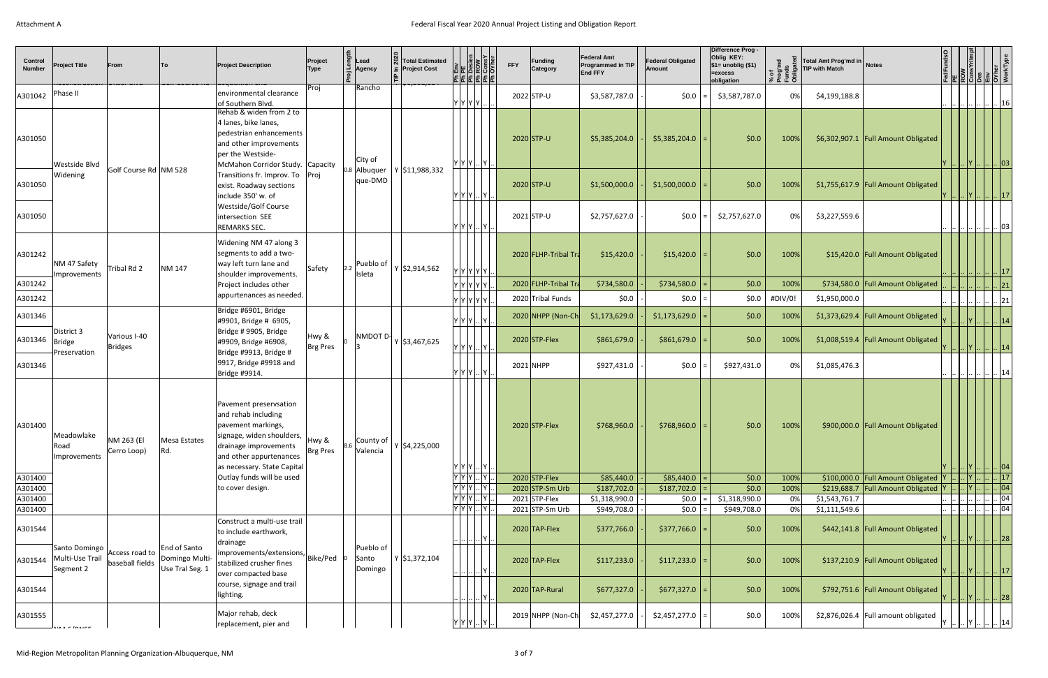| Control Number | Project Title | From | To | Project Description | Project Type | Proj Length | Lead Agency | TIP In 2020 | Total Estimated Project Cost | Ph Env | Ph PE | Ph Design | Ph ROW | Ph ConsY | Ph OYther | FFY | Funding Category | Federal Amt Programmed in TIP End FFY | | Federal Obligated Amount | | Difference Prog - Oblig KEY: $1= unoblig ($1) =excess obligation | % of Prog'md Funds Obligated | Total Amt Prog'md in TIP with Match | Notes | FedFundsO | PE | ROW | ConsYrImpl | Des | Env | OYther | WorkType |
|---|---|---|---|---|---|---|---|---|---|---|---|---|---|---|---|---|---|---|---|---|---|---|---|---|---|---|---|---|---|---|---|---|---|
| A301042 | Phase II | | | environmental clearance of Southern Blvd. | Proj | | Rancho | | | Y | Y | Y | Y | .. | .. | 2022 | STP-U | $3,587,787.0 | - | $0.0 | = | $3,587,787.0 | 0% | $4,199,188.8 | | .. | .. | .. | .. | .. | .. | .. | 16 |
| A301050 | Westside Blvd Widening | Golf Course Rd | NM 528 | Rehab & widen from 2 to 4 lanes, bike lanes, pedestrian enhancements and other improvements per the Westside-McMahon Corridor Study. Transitions fr. Improv. To exist. Roadway sections include 350' w. of Westside/Golf Course intersection SEE REMARKS SEC. | Capacity Proj | 0.8 | City of Albuquerque-DMD | Y | $11,988,332 | Y | Y | Y | .. | Y | .. | 2020 | STP-U | $5,385,204.0 | - | $5,385,204.0 | = | $0.0 | 100% | $6,302,907.1 | Full Amount Obligated | Y | .. | .. | Y | .. | .. | .. | 03 |
| A301050 | | | | | | | | | | Y | Y | Y | .. | Y | .. | 2020 | STP-U | $1,500,000.0 | - | $1,500,000.0 | = | $0.0 | 100% | $1,755,617.9 | Full Amount Obligated | Y | .. | .. | Y | .. | .. | .. | 17 |
| A301050 | | | | | | | | | | Y | Y | Y | .. | Y | .. | 2021 | STP-U | $2,757,627.0 | - | $0.0 | = | $2,757,627.0 | 0% | $3,227,559.6 | | .. | .. | .. | .. | .. | .. | .. | 03 |
| A301242 | NM 47 Safety Improvements | Tribal Rd 2 | NM 147 | Widening NM 47 along 3 segments to add a two-way left turn lane and shoulder improvements. Project includes other appurtenances as needed. | Safety | 2.2 | Pueblo of Isleta | Y | $2,914,562 | Y | Y | Y | Y | Y | .. | 2020 | FLHP-Tribal Tra | $15,420.0 | - | $15,420.0 | = | $0.0 | 100% | $15,420.0 | Full Amount Obligated | .. | .. | .. | .. | .. | .. | .. | 17 |
| A301242 | | | | | | | | | | Y | Y | Y | Y | Y | .. | 2020 | FLHP-Tribal Tra | $734,580.0 | - | $734,580.0 | = | $0.0 | 100% | $734,580.0 | Full Amount Obligated | .. | .. | .. | .. | .. | .. | .. | 21 |
| A301242 | | | | | | | | | | Y | Y | Y | Y | Y | .. | 2020 | Tribal Funds | $0.0 | - | $0.0 | = | $0.0 | #DIV/0! | $1,950,000.0 | | .. | .. | .. | .. | .. | .. | .. | 21 |
| A301346 | District 3 Bridge Preservation | Various I-40 Bridges | | Bridge #6901, Bridge #9901, Bridge # 6905, Bridge # 9905, Bridge #9909, Bridge #6908, Bridge #9913, Bridge # 9917, Bridge #9918 and Bridge #9914. | Hwy & Brg Pres | 0 | NMDOT D-3 | Y | $3,467,625 | Y | Y | Y | .. | Y | .. | 2020 | NHPP (Non-Ch | $1,173,629.0 | - | $1,173,629.0 | = | $0.0 | 100% | $1,373,629.4 | Full Amount Obligated | Y | .. | .. | Y | .. | .. | .. | 14 |
| A301346 | | | | | | | | | | Y | Y | Y | .. | Y | .. | 2020 | STP-Flex | $861,679.0 | - | $861,679.0 | = | $0.0 | 100% | $1,008,519.4 | Full Amount Obligated | Y | .. | .. | Y | .. | .. | .. | 14 |
| A301346 | | | | | | | | | | Y | Y | Y | .. | Y | .. | 2021 | NHPP | $927,431.0 | - | $0.0 | = | $927,431.0 | 0% | $1,085,476.3 | | .. | .. | .. | .. | .. | .. | .. | 14 |
| A301400 | Meadowlake Road Improvements | NM 263 (El Cerro Loop) | Mesa Estates Rd. | Pavement preservsation and rehab including pavement markings, signage, widen shoulders, drainage improvements and other appurtenances as necessary. State Capital Outlay funds will be used to cover design. | Hwy & Brg Pres | 8.6 | County of Valencia | Y | $4,225,000 | Y | Y | Y | .. | Y | .. | 2020 | STP-Flex | $768,960.0 | - | $768,960.0 | = | $0.0 | 100% | $900,000.0 | Full Amount Obligated | Y | .. | .. | Y | .. | .. | .. | 04 |
| A301400 | | | | | | | | | | Y | Y | Y | .. | Y | .. | 2020 | STP-Flex | $85,440.0 | - | $85,440.0 | = | $0.0 | 100% | $100,000.0 | Full Amount Obligated | Y | .. | .. | Y | .. | .. | .. | 17 |
| A301400 | | | | | | | | | | Y | Y | Y | .. | Y | .. | 2020 | STP-Sm Urb | $187,702.0 | - | $187,702.0 | = | $0.0 | 100% | $219,688.7 | Full Amount Obligated | Y | .. | .. | Y | .. | .. | .. | 04 |
| A301400 | | | | | | | | | | Y | Y | Y | .. | Y | .. | 2021 | STP-Flex | $1,318,990.0 | - | $0.0 | = | $1,318,990.0 | 0% | $1,543,761.7 | | .. | .. | .. | .. | .. | .. | .. | 04 |
| A301400 | | | | | | | | | | Y | Y | Y | .. | Y | .. | 2021 | STP-Sm Urb | $949,708.0 | - | $0.0 | = | $949,708.0 | 0% | $1,111,549.6 | | .. | .. | .. | .. | .. | .. | .. | 04 |
| A301544 | Santo Domingo Multi-Use Trail Segment 2 | Access road to baseball fields | End of Santo Domingo Multi-Use Tral Seg. 1 | Construct a multi-use trail to include earthwork, drainage improvements/extensions, stabilized crusher fines over compacted base course, signage and trail lighting. | Bike/Ped | 0 | Pueblo of Santo Domingo | Y | $1,372,104 | .. | .. | .. | .. | Y | .. | 2020 | TAP-Flex | $377,766.0 | - | $377,766.0 | = | $0.0 | 100% | $442,141.8 | Full Amount Obligated | Y | .. | .. | Y | .. | .. | .. | 28 |
| A301544 | | | | | | | | | | .. | .. | .. | .. | Y | .. | 2020 | TAP-Flex | $117,233.0 | - | $117,233.0 | = | $0.0 | 100% | $137,210.9 | Full Amount Obligated | Y | .. | .. | Y | .. | .. | .. | 17 |
| A301544 | | | | | | | | | | .. | .. | .. | .. | Y | .. | 2020 | TAP-Rural | $677,327.0 | - | $677,327.0 | = | $0.0 | 100% | $792,751.6 | Full Amount Obligated | Y | .. | .. | Y | .. | .. | .. | 28 |
| A301555 | | | | Major rehab, deck replacement, pier and | | | | | | Y | Y | Y | .. | Y | .. | 2019 | NHPP (Non-Ch | $2,457,277.0 | - | $2,457,277.0 | = | $0.0 | 100% | $2,876,026.4 | Full amount obligated | Y | .. | .. | Y | .. | .. | .. | 14 |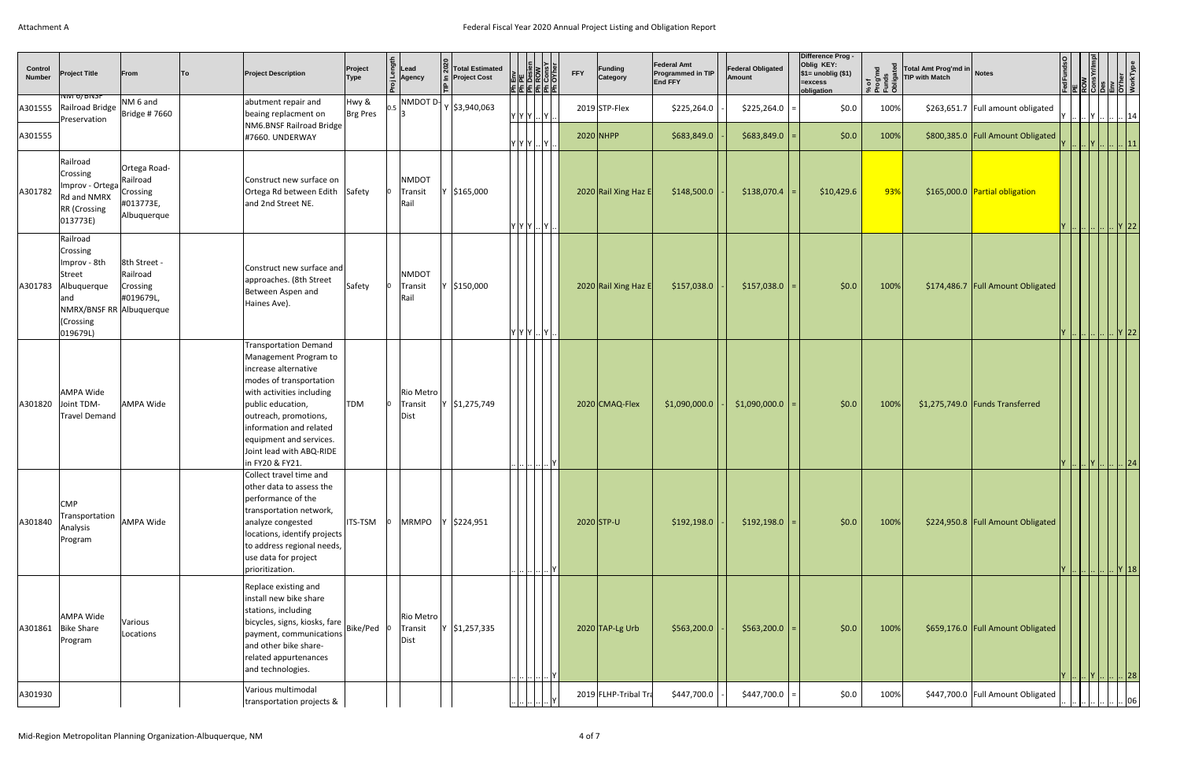Attachment A

## Federal Fiscal Year 2020 Annual Project Listing and Obligation Report

| Control Number | Project Title | From | To | Project Description | Project Type | Proj Length | Lead Agency | TIP In 2020 | Total Estimated Project Cost | Ph Env | Ph PE | Ph Design | Ph ROW | Ph ConsY | Ph OTher | FFY | Funding Category | Federal Amt Programmed in TIP End FFY | | Federal Obligated Amount | | Difference Prog - Oblig KEY: $1= unoblig ($1) =excess obligation | % of Prog'md Funds Obligated | Total Amt Prog'md in TIP with Match | Notes | FedFundsO | PE | ROW | ConsYrImpl | Des | Env | OTher | WorkType |
|---|---|---|---|---|---|---|---|---|---|---|---|---|---|---|---|---|---|---|---|---|---|---|---|---|---|---|---|---|---|---|---|---|---|
| A301555 | NM 6/BNSF Railroad Bridge Preservation | NM 6 and Bridge # 7660 | | abutment repair and beaing replacment on NM6.BNSF Railroad Bridge #7660. UNDERWAY | Hwy & Brg Pres | 0.5 | NMDOT D-3 | Y | $3,940,063 | Y | Y | Y | .. | Y | .. | 2019 | STP-Flex | $225,264.0 | - | $225,264.0 | = | $0.0 | 100% | $263,651.7 | Full amount obligated | Y | .. | .. | Y | .. | .. | .. | 14 |
| A301555 | | | | | | | | | | Y | Y | Y | .. | Y | .. | 2020 | NHPP | $683,849.0 | - | $683,849.0 | = | $0.0 | 100% | $800,385.0 | Full Amount Obligated | Y | .. | .. | Y | .. | .. | .. | 11 |
| A301782 | Railroad Crossing Improv - Ortega Rd and NMRX RR (Crossing 013773E) | Ortega Road-Railroad Crossing #013773E, Albuquerque | | Construct new surface on Ortega Rd between Edith and 2nd Street NE. | Safety | 0 | NMDOT Transit Rail | Y | $165,000 | Y | Y | Y | .. | Y | .. | 2020 | Rail Xing Haz E | $148,500.0 | - | $138,070.4 | = | $10,429.6 | 93% | $165,000.0 | Partial obligation | Y | .. | .. | .. | .. | .. | Y | 22 |
| A301783 | Railroad Crossing Improv - 8th Street Albuquerque and NMRX/BNSF RR (Crossing 019679L) | 8th Street - Railroad Crossing #019679L, Albuquerque | | Construct new surface and approaches. (8th Street Between Aspen and Haines Ave). | Safety | 0 | NMDOT Transit Rail | Y | $150,000 | Y | Y | Y | .. | Y | .. | 2020 | Rail Xing Haz E | $157,038.0 | - | $157,038.0 | = | $0.0 | 100% | $174,486.7 | Full Amount Obligated | Y | .. | .. | .. | .. | .. | Y | 22 |
| A301820 | AMPA Wide Joint TDM-Travel Demand | AMPA Wide | | Transportation Demand Management Program to increase alternative modes of transportation with activities including public education, outreach, promotions, information and related equipment and services. Joint lead with ABQ-RIDE in FY20 & FY21. | TDM | 0 | Rio Metro Transit Dist | Y | $1,275,749 | .. | .. | .. | .. | .. | Y | 2020 | CMAQ-Flex | $1,090,000.0 | - | $1,090,000.0 | = | $0.0 | 100% | $1,275,749.0 | Funds Transferred | Y | .. | .. | Y | .. | .. | .. | 24 |
| A301840 | CMP Transportation Analysis Program | AMPA Wide | | Collect travel time and other data to assess the performance of the transportation network, analyze congested locations, identify projects to address regional needs, use data for project prioritization. | ITS-TSM | 0 | MRMPO | Y | $224,951 | .. | .. | .. | .. | .. | Y | 2020 | STP-U | $192,198.0 | - | $192,198.0 | = | $0.0 | 100% | $224,950.8 | Full Amount Obligated | Y | .. | .. | .. | .. | .. | Y | 18 |
| A301861 | AMPA Wide Bike Share Program | Various Locations | | Replace existing and install new bike share stations, including bicycles, signs, kiosks, fare payment, communications and other bike share-related appurtenances and technologies. | Bike/Ped | 0 | Rio Metro Transit Dist | Y | $1,257,335 | .. | .. | .. | .. | .. | Y | 2020 | TAP-Lg Urb | $563,200.0 | - | $563,200.0 | = | $0.0 | 100% | $659,176.0 | Full Amount Obligated | Y | .. | .. | Y | .. | .. | .. | 28 |
| A301930 | | | | Various multimodal transportation projects & | | | | | | .. | .. | .. | .. | .. | Y | 2019 | FLHP-Tribal Tra | $447,700.0 | - | $447,700.0 | = | $0.0 | 100% | $447,700.0 | Full Amount Obligated | .. | .. | .. | .. | .. | .. | .. | 06 |

Mid-Region Metropolitan Planning Organization-Albuquerque, NM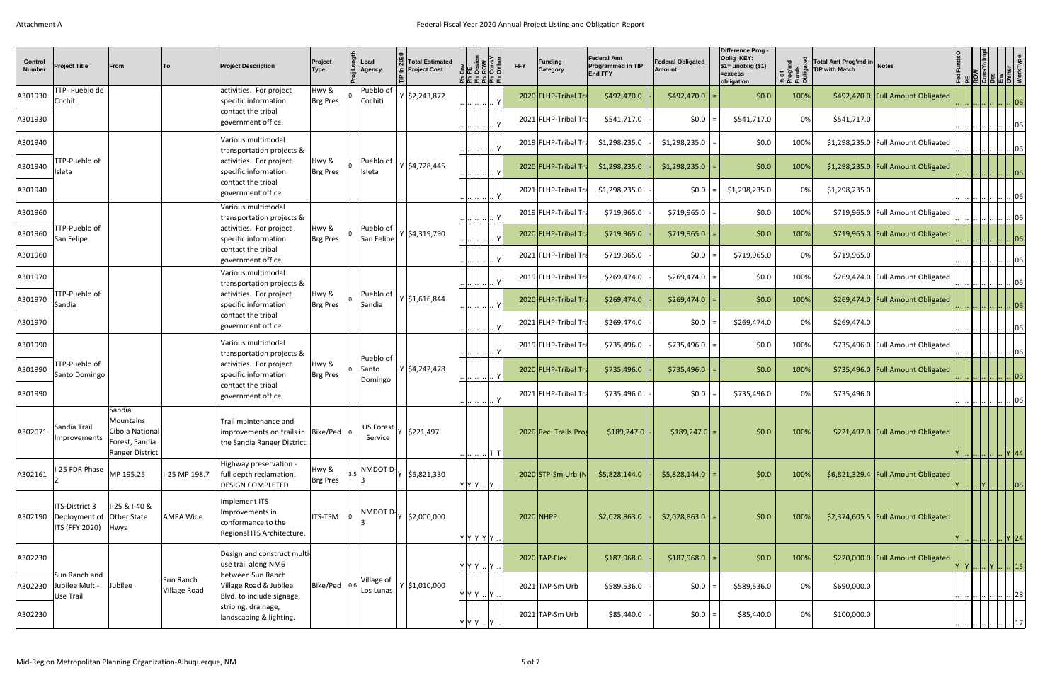Attachment A

# Federal Fiscal Year 2020 Annual Project Listing and Obligation Report

| Control Number | Project Title | From | To | Project Description | Project Type | Proj Length | Lead Agency | TIP In 2020 | Total Estimated Project Cost | Ph Env | Ph PE | Ph Design | Ph ROW | Ph ConsY | Ph OYther | FFY | Funding Category | Federal Amt Programmed in TIP End FFY | | Federal Obligated Amount | | Difference Prog - Oblig KEY: $1= unoblig ($1) =excess obligation | % of Prog'md Funds Obligated | Total Amt Prog'md in TIP with Match | Notes | FedFundsO | PE | ROW | ConsYrImpl | Des | Env | OYther | WorkType |
|---|---|---|---|---|---|---|---|---|---|---|---|---|---|---|---|---|---|---|---|---|---|---|---|---|---|---|---|---|---|---|---|---|---|
| A301930 | TTP- Pueblo de Cochiti | | | activities. For project specific information contact the tribal government office. | Hwy & Brg Pres | 0 | Pueblo of Cochiti | Y | $2,243,872 | .. | .. | .. | .. | .. | Y | 2020 | FLHP-Tribal Tra | $492,470.0 | - | $492,470.0 | = | $0.0 | 100% | $492,470.0 | Full Amount Obligated | .. | .. | .. | .. | .. | .. | .. | 06 |
| A301930 | | | | | | | | | | .. | .. | .. | .. | .. | Y | 2021 | FLHP-Tribal Tra | $541,717.0 | - | $0.0 | = | $541,717.0 | 0% | $541,717.0 | | .. | .. | .. | .. | .. | .. | .. | 06 |
| A301940 | | | | Various multimodal transportation projects & | | | | | | .. | .. | .. | .. | .. | Y | 2019 | FLHP-Tribal Tra | $1,298,235.0 | - | $1,298,235.0 | = | $0.0 | 100% | $1,298,235.0 | Full Amount Obligated | .. | .. | .. | .. | .. | .. | .. | 06 |
| A301940 | TTP-Pueblo of Isleta | | | activities. For project specific information | Hwy & Brg Pres | 0 | Pueblo of Isleta | Y | $4,728,445 | .. | .. | .. | .. | .. | Y | 2020 | FLHP-Tribal Tra | $1,298,235.0 | - | $1,298,235.0 | = | $0.0 | 100% | $1,298,235.0 | Full Amount Obligated | .. | .. | .. | .. | .. | .. | .. | 06 |
| A301940 | | | | contact the tribal government office. | | | | | | .. | .. | .. | .. | .. | Y | 2021 | FLHP-Tribal Tra | $1,298,235.0 | - | $0.0 | = | $1,298,235.0 | 0% | $1,298,235.0 | | .. | .. | .. | .. | .. | .. | .. | 06 |
| A301960 | | | | Various multimodal transportation projects & | | | | | | .. | .. | .. | .. | .. | Y | 2019 | FLHP-Tribal Tra | $719,965.0 | - | $719,965.0 | = | $0.0 | 100% | $719,965.0 | Full Amount Obligated | .. | .. | .. | .. | .. | .. | .. | 06 |
| A301960 | TTP-Pueblo of San Felipe | | | activities. For project specific information | Hwy & Brg Pres | 0 | Pueblo of San Felipe | Y | $4,319,790 | .. | .. | .. | .. | .. | Y | 2020 | FLHP-Tribal Tra | $719,965.0 | - | $719,965.0 | = | $0.0 | 100% | $719,965.0 | Full Amount Obligated | .. | .. | .. | .. | .. | .. | .. | 06 |
| A301960 | | | | contact the tribal government office. | | | | | | .. | .. | .. | .. | .. | Y | 2021 | FLHP-Tribal Tra | $719,965.0 | - | $0.0 | = | $719,965.0 | 0% | $719,965.0 | | .. | .. | .. | .. | .. | .. | .. | 06 |
| A301970 | | | | Various multimodal transportation projects & | | | | | | .. | .. | .. | .. | .. | Y | 2019 | FLHP-Tribal Tra | $269,474.0 | - | $269,474.0 | = | $0.0 | 100% | $269,474.0 | Full Amount Obligated | .. | .. | .. | .. | .. | .. | .. | 06 |
| A301970 | TTP-Pueblo of Sandia | | | activities. For project specific information | Hwy & Brg Pres | 0 | Pueblo of Sandia | Y | $1,616,844 | .. | .. | .. | .. | .. | Y | 2020 | FLHP-Tribal Tra | $269,474.0 | - | $269,474.0 | = | $0.0 | 100% | $269,474.0 | Full Amount Obligated | .. | .. | .. | .. | .. | .. | .. | 06 |
| A301970 | | | | contact the tribal government office. | | | | | | .. | .. | .. | .. | .. | Y | 2021 | FLHP-Tribal Tra | $269,474.0 | - | $0.0 | = | $269,474.0 | 0% | $269,474.0 | | .. | .. | .. | .. | .. | .. | .. | 06 |
| A301990 | | | | Various multimodal transportation projects & | | | | | | .. | .. | .. | .. | .. | Y | 2019 | FLHP-Tribal Tra | $735,496.0 | - | $735,496.0 | = | $0.0 | 100% | $735,496.0 | Full Amount Obligated | .. | .. | .. | .. | .. | .. | .. | 06 |
| A301990 | TTP-Pueblo of Santo Domingo | | | activities. For project specific information | Hwy & Brg Pres | 0 | Pueblo of Santo Domingo | Y | $4,242,478 | .. | .. | .. | .. | .. | Y | 2020 | FLHP-Tribal Tra | $735,496.0 | - | $735,496.0 | = | $0.0 | 100% | $735,496.0 | Full Amount Obligated | .. | .. | .. | .. | .. | .. | .. | 06 |
| A301990 | | | | contact the tribal government office. | | | | | | .. | .. | .. | .. | .. | Y | 2021 | FLHP-Tribal Tra | $735,496.0 | - | $0.0 | = | $735,496.0 | 0% | $735,496.0 | | .. | .. | .. | .. | .. | .. | .. | 06 |
| A302071 | Sandia Trail Improvements | Sandia Mountains Cibola National Forest, Sandia Ranger District | | Trail maintenance and improvements on trails in the Sandia Ranger District. | Bike/Ped | 0 | US Forest Service | Y | $221,497 | .. | .. | .. | .. | T | T | 2020 | Rec. Trails Prog | $189,247.0 | - | $189,247.0 | = | $0.0 | 100% | $221,497.0 | Full Amount Obligated | Y | .. | .. | .. | .. | .. | Y | 44 |
| A302161 | I-25 FDR Phase 2 | MP 195.25 | I-25 MP 198.7 | Highway preservation - full depth reclamation. DESIGN COMPLETED | Hwy & Brg Pres | 3.5 | NMDOT D-3 | Y | $6,821,330 | Y | Y | Y | .. | Y | .. | 2020 | STP-Sm Urb (N | $5,828,144.0 | - | $5,828,144.0 | = | $0.0 | 100% | $6,821,329.4 | Full Amount Obligated | Y | .. | .. | Y | .. | .. | .. | 06 |
| A302190 | ITS-District 3 Deployment of ITS (FFY 2020) | I-25 & I-40 & Other State Hwys | AMPA Wide | Implement ITS Improvements in conformance to the Regional ITS Architecture. | ITS-TSM | 0 | NMDOT D-3 | Y | $2,000,000 | Y | Y | Y | Y | Y | .. | 2020 | NHPP | $2,028,863.0 | - | $2,028,863.0 | = | $0.0 | 100% | $2,374,605.5 | Full Amount Obligated | Y | .. | .. | .. | .. | .. | Y | 24 |
| A302230 | | | | Design and construct multi-use trail along NM6 | | | | | | Y | Y | Y | .. | Y | .. | 2020 | TAP-Flex | $187,968.0 | - | $187,968.0 | = | $0.0 | 100% | $220,000.0 | Full Amount Obligated | Y | Y | .. | Y | .. | .. | .. | 15 |
| A302230 | Sun Ranch and Jubilee Multi-Use Trail | Jubilee | Sun Ranch Village Road | between Sun Ranch Village Road & Jubilee Blvd. to include signage, | Bike/Ped | 0.6 | Village of Los Lunas | Y | $1,010,000 | Y | Y | Y | .. | Y | .. | 2021 | TAP-Sm Urb | $589,536.0 | - | $0.0 | = | $589,536.0 | 0% | $690,000.0 | | .. | .. | .. | .. | .. | .. | .. | 28 |
| A302230 | | | | striping, drainage, landscaping & lighting. | | | | | | Y | Y | Y | .. | Y | .. | 2021 | TAP-Sm Urb | $85,440.0 | - | $0.0 | = | $85,440.0 | 0% | $100,000.0 | | .. | .. | .. | .. | .. | .. | .. | 17 |

Mid-Region Metropolitan Planning Organization-Albuquerque, NM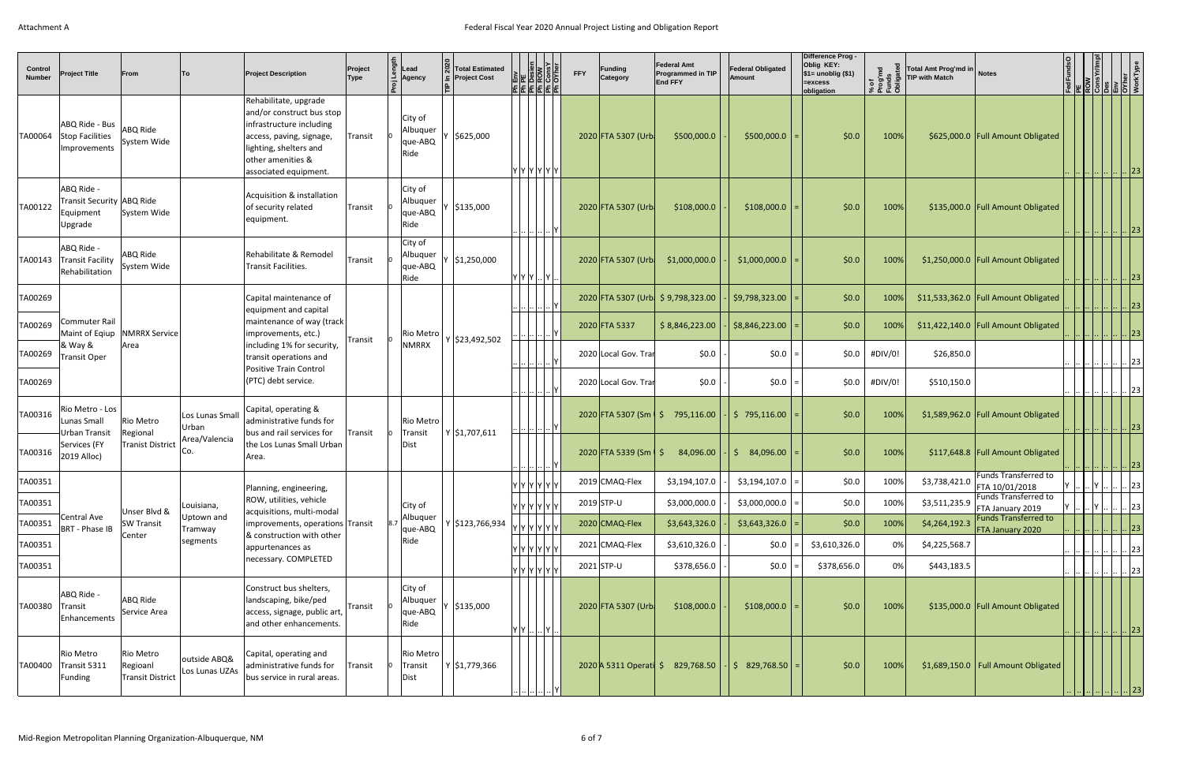# Federal Fiscal Year 2020 Annual Project Listing and Obligation Report

Attachment A

| Control Number | Project Title | From | To | Project Description | Project Type | Proj Length | Lead Agency | TIP In 2020 | Total Estimated Project Cost | Ph Env | Ph PE | Ph Design | Ph ROW | Ph ConsY | Ph OYther | FFY | Funding Category | Federal Amt Programmed in TIP End FFY | | Federal Obligated Amount | | Difference Prog - Oblig KEY: $1= unoblig ($1) =excess obligation | % of Prog'md Funds Obligated | Total Amt Prog'md in TIP with Match | Notes | FedFundsO | PE | ROW | ConsYrImpl | Des | Env | OYther | WorkType |
|---|---|---|---|---|---|---|---|---|---|---|---|---|---|---|---|---|---|---|---|---|---|---|---|---|---|---|---|---|---|---|---|---|---|
| TA00064 | ABQ Ride - Bus Stop Facilities Improvements | ABQ Ride System Wide | | Rehabilitate, upgrade and/or construct bus stop infrastructure including access, paving, signage, lighting, shelters and other amenities & associated equipment. | Transit | 0 | City of Albuquerque-ABQ Ride | Y | $625,000 | Y | Y | Y | Y | Y | Y | 2020 | FTA 5307 (Urb | $500,000.0 | - | $500,000.0 | = | $0.0 | 100% | $625,000.0 | Full Amount Obligated | .. | .. | .. | .. | .. | .. | .. | 23 |
| TA00122 | ABQ Ride - Transit Security Equipment Upgrade | ABQ Ride System Wide | | Acquisition & installation of security related equipment. | Transit | 0 | City of Albuquerque-ABQ Ride | Y | $135,000 | .. | .. | .. | .. | .. | Y | 2020 | FTA 5307 (Urb | $108,000.0 | - | $108,000.0 | = | $0.0 | 100% | $135,000.0 | Full Amount Obligated | .. | .. | .. | .. | .. | .. | .. | 23 |
| TA00143 | ABQ Ride - Transit Facility Rehabilitation | ABQ Ride System Wide | | Rehabilitate & Remodel Transit Facilities. | Transit | 0 | City of Albuquerque-ABQ Ride | Y | $1,250,000 | Y | Y | Y | .. | Y | .. | 2020 | FTA 5307 (Urb | $1,000,000.0 | - | $1,000,000.0 | = | $0.0 | 100% | $1,250,000.0 | Full Amount Obligated | .. | .. | .. | .. | .. | .. | .. | 23 |
| TA00269 | Commuter Rail Maint of Eqiup & Way & Transit Oper | NMRRX Service Area | | Capital maintenance of equipment and capital maintenance of way (track improvements, etc.) including 1% for security, transit operations and Positive Train Control (PTC) debt service. | Transit | 0 | Rio Metro NMRRX | Y | $23,492,502 | .. | .. | .. | .. | .. | Y | 2020 | FTA 5307 (Urb | $9,798,323.00 | - | $9,798,323.00 | = | $0.0 | 100% | $11,533,362.0 | Full Amount Obligated | .. | .. | .. | .. | .. | .. | .. | 23 |
| TA00269 | | | | | | | | | | .. | .. | .. | .. | .. | Y | 2020 | FTA 5337 | $8,846,223.00 | - | $8,846,223.00 | = | $0.0 | 100% | $11,422,140.0 | Full Amount Obligated | .. | .. | .. | .. | .. | .. | .. | 23 |
| TA00269 | | | | | | | | | | .. | .. | .. | .. | .. | Y | 2020 | Local Gov. Trar | $0.0 | - | $0.0 | = | $0.0 | #DIV/0! | $26,850.0 | | .. | .. | .. | .. | .. | .. | .. | 23 |
| TA00269 | | | | | | | | | | .. | .. | .. | .. | .. | Y | 2020 | Local Gov. Trar | $0.0 | - | $0.0 | = | $0.0 | #DIV/0! | $510,150.0 | | .. | .. | .. | .. | .. | .. | .. | 23 |
| TA00316 | Rio Metro - Los Lunas Small Urban Transit Services (FY 2019 Alloc) | Rio Metro Regional Tranist District | Los Lunas Small Urban Area/Valencia Co. | Capital, operating & administrative funds for bus and rail services for the Los Lunas Small Urban Area. | Transit | 0 | Rio Metro Transit Dist | Y | $1,707,611 | .. | .. | .. | .. | .. | Y | 2020 | FTA 5307 (Sm | $ 795,116.00 | - | $ 795,116.00 | = | $0.0 | 100% | $1,589,962.0 | Full Amount Obligated | .. | .. | .. | .. | .. | .. | .. | 23 |
| TA00316 | | | | | | | | | | .. | .. | .. | .. | .. | Y | 2020 | FTA 5339 (Sm | $ 84,096.00 | - | $ 84,096.00 | = | $0.0 | 100% | $117,648.8 | Full Amount Obligated | .. | .. | .. | .. | .. | .. | .. | 23 |
| TA00351 | Central Ave BRT - Phase IB | Unser Blvd & SW Transit Center | Louisiana, Uptown and Tramway segments | Planning, engineering, ROW, utilities, vehicle acquisitions, multi-modal improvements, operations & construction with other appurtenances as necessary. COMPLETED | Transit | 8.7 | City of Albuquerque-ABQ Ride | Y | $123,766,934 | Y | Y | Y | Y | Y | Y | 2019 | CMAQ-Flex | $3,194,107.0 | - | $3,194,107.0 | = | $0.0 | 100% | $3,738,421.0 | Funds Transferred to FTA 10/01/2018 | Y | .. | .. | Y | .. | .. | .. | 23 |
| TA00351 | | | | | | | | | | Y | Y | Y | Y | Y | Y | 2019 | STP-U | $3,000,000.0 | - | $3,000,000.0 | = | $0.0 | 100% | $3,511,235.9 | Funds Transferred to FTA January 2019 | Y | .. | .. | Y | .. | .. | .. | 23 |
| TA00351 | | | | | | | | | | Y | Y | Y | Y | Y | Y | 2020 | CMAQ-Flex | $3,643,326.0 | - | $3,643,326.0 | = | $0.0 | 100% | $4,264,192.3 | Funds Transferred to FTA January 2020 | .. | .. | .. | .. | .. | .. | .. | 23 |
| TA00351 | | | | | | | | | | Y | Y | Y | Y | Y | Y | 2021 | CMAQ-Flex | $3,610,326.0 | - | $0.0 | = | $3,610,326.0 | 0% | $4,225,568.7 | | .. | .. | .. | .. | .. | .. | .. | 23 |
| TA00351 | | | | | | | | | | Y | Y | Y | Y | Y | Y | 2021 | STP-U | $378,656.0 | - | $0.0 | = | $378,656.0 | 0% | $443,183.5 | | .. | .. | .. | .. | .. | .. | .. | 23 |
| TA00380 | ABQ Ride - Transit Enhancements | ABQ Ride Service Area | | Construct bus shelters, landscaping, bike/ped access, signage, public art, and other enhancements. | Transit | 0 | City of Albuquerque-ABQ Ride | Y | $135,000 | Y | Y | .. | .. | Y | .. | 2020 | FTA 5307 (Urb | $108,000.0 | - | $108,000.0 | = | $0.0 | 100% | $135,000.0 | Full Amount Obligated | .. | .. | .. | .. | .. | .. | .. | 23 |
| TA00400 | Rio Metro Transit 5311 Funding | Rio Metro Regioanl Transit District | outside ABQ& Los Lunas UZAs | Capital, operating and administrative funds for bus service in rural areas. | Transit | 0 | Rio Metro Transit Dist | Y | $1,779,366 | .. | .. | .. | .. | .. | Y | 2020 | A 5311 Operati | $ 829,768.50 | - | $ 829,768.50 | = | $0.0 | 100% | $1,689,150.0 | Full Amount Obligated | .. | .. | .. | .. | .. | .. | .. | 23 |

Mid-Region Metropolitan Planning Organization-Albuquerque, NM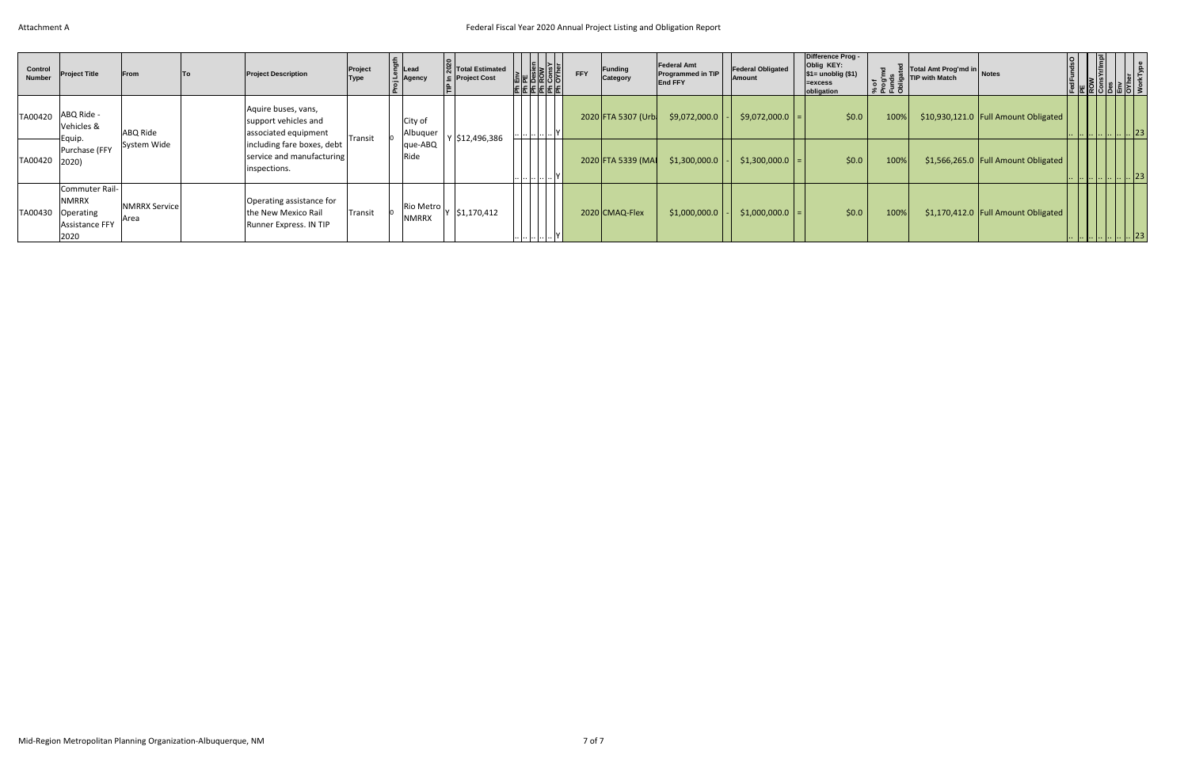Attachment A

# Federal Fiscal Year 2020 Annual Project Listing and Obligation Report

| Control Number | Project Title | From | To | Project Description | Project Type | Proj Length | Lead Agency | TIP In 2020 | Total Estimated Project Cost | Ph Env | Ph PE | Ph Desgn | Ph ROW | Ph ConsY | Ph OYher | FFY | Funding Category | Federal Amt Programmed in TIP End FFY | | Federal Obligated Amount | | Difference Prog - Oblig KEY: $1= unoblig ($1) =excess obligation | % of Prog'md Funds Obligated | Total Amt Prog'md in TIP with Match | Notes | FedFundsO | PE | ROW | ConsYrImpl | Des | Env | OYher | WorkType |
|---|---|---|---|---|---|---|---|---|---|---|---|---|---|---|---|---|---|---|---|---|---|---|---|---|---|---|---|---|---|---|---|---|---|
| TA00420 | ABQ Ride - Vehicles & Equip. Purchase (FFY 2020) | ABQ Ride System Wide | | Aquire buses, vans, support vehicles and associated equipment including fare boxes, debt service and manufacturing inspections. | Transit | 0 | City of Albuquerque-ABQ Ride | Y | $12,496,386 | .. | .. | .. | .. | .. | Y | 2020 | FTA 5307 (Urb | $9,072,000.0 | - | $9,072,000.0 | = | $0.0 | 100% | $10,930,121.0 | Full Amount Obligated | .. | .. | .. | .. | .. | .. | .. | 23 |
| TA00420 | | | | | | | | | | .. | .. | .. | .. | .. | Y | 2020 | FTA 5339 (MAI | $1,300,000.0 | - | $1,300,000.0 | = | $0.0 | 100% | $1,566,265.0 | Full Amount Obligated | .. | .. | .. | .. | .. | .. | .. | 23 |
| TA00430 | Commuter Rail-NMRRX Operating Assistance FFY 2020 | NMRRX Service Area | | Operating assistance for the New Mexico Rail Runner Express. IN TIP | Transit | 0 | Rio Metro NMRRX | Y | $1,170,412 | .. | .. | .. | .. | .. | Y | 2020 | CMAQ-Flex | $1,000,000.0 | - | $1,000,000.0 | = | $0.0 | 100% | $1,170,412.0 | Full Amount Obligated | .. | .. | .. | .. | .. | .. | .. | 23 |

Mid-Region Metropolitan Planning Organization-Albuquerque, NM